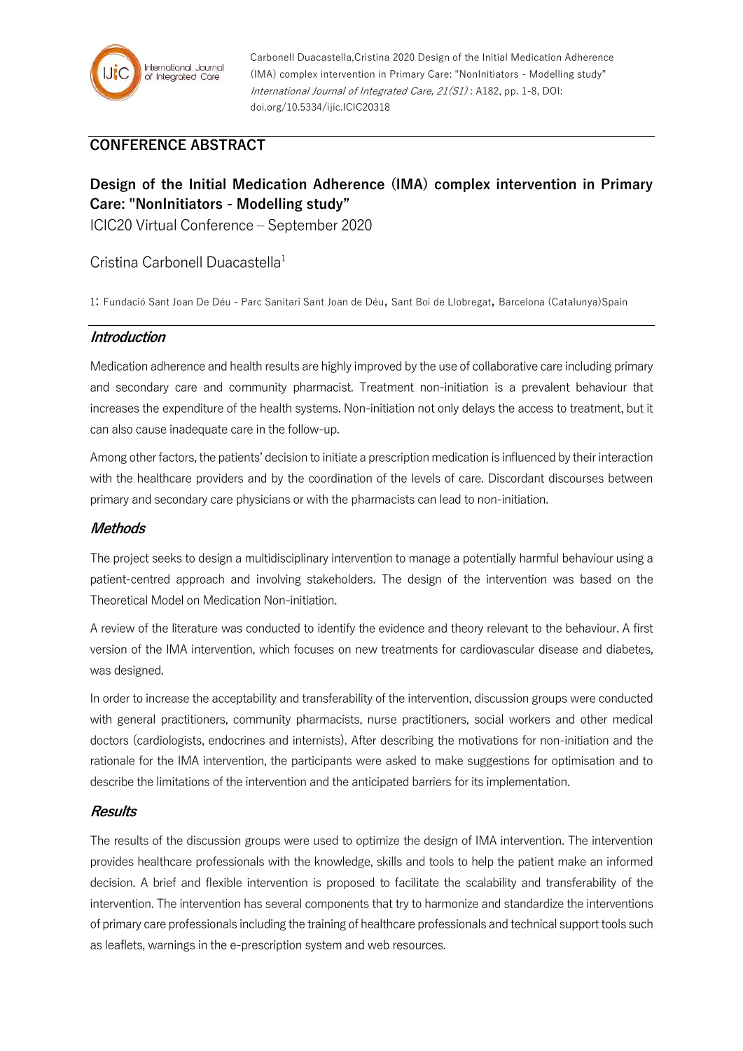Carbonell Duacastella,Cristina 2020 Design of the Initial Medication Adherence (IMA) complex intervention in Primary Care: "NonInitiators - Modelling study" *International Journal of Integrated Care, 21(S1)* : A182, pp. 1-8, DOI: doi.org/10.5334/ijic.ICIC20318

## CONFERENCE ABSTRACT

# Design of the Initial Medication Adherence (IMA) complex intervention in Primary Care: "NonInitiators - Modelling study"

ICIC20 Virtual Conference – September 2020

Cristina Carbonell Duacastella[1]

1: Fundació Sant Joan De Déu - Parc Sanitari Sant Joan de Déu, Sant Boi de Llobregat, Barcelona (Catalunya)Spain

## *Introduction*

Medication adherence and health results are highly improved by the use of collaborative care including primary and secondary care and community pharmacist. Treatment non-initiation is a prevalent behaviour that increases the expenditure of the health systems. Non-initiation not only delays the access to treatment, but it can also cause inadequate care in the follow-up.

Among other factors, the patients' decision to initiate a prescription medication is influenced by their interaction with the healthcare providers and by the coordination of the levels of care. Discordant discourses between primary and secondary care physicians or with the pharmacists can lead to non-initiation.

## *Methods*

The project seeks to design a multidisciplinary intervention to manage a potentially harmful behaviour using a patient-centred approach and involving stakeholders. The design of the intervention was based on the Theoretical Model on Medication Non-initiation.

A review of the literature was conducted to identify the evidence and theory relevant to the behaviour. A first version of the IMA intervention, which focuses on new treatments for cardiovascular disease and diabetes, was designed.

In order to increase the acceptability and transferability of the intervention, discussion groups were conducted with general practitioners, community pharmacists, nurse practitioners, social workers and other medical doctors (cardiologists, endocrines and internists). After describing the motivations for non-initiation and the rationale for the IMA intervention, the participants were asked to make suggestions for optimisation and to describe the limitations of the intervention and the anticipated barriers for its implementation.

## *Results*

The results of the discussion groups were used to optimize the design of IMA intervention. The intervention provides healthcare professionals with the knowledge, skills and tools to help the patient make an informed decision. A brief and flexible intervention is proposed to facilitate the scalability and transferability of the intervention. The intervention has several components that try to harmonize and standardize the interventions of primary care professionals including the training of healthcare professionals and technical support tools such as leaflets, warnings in the e-prescription system and web resources.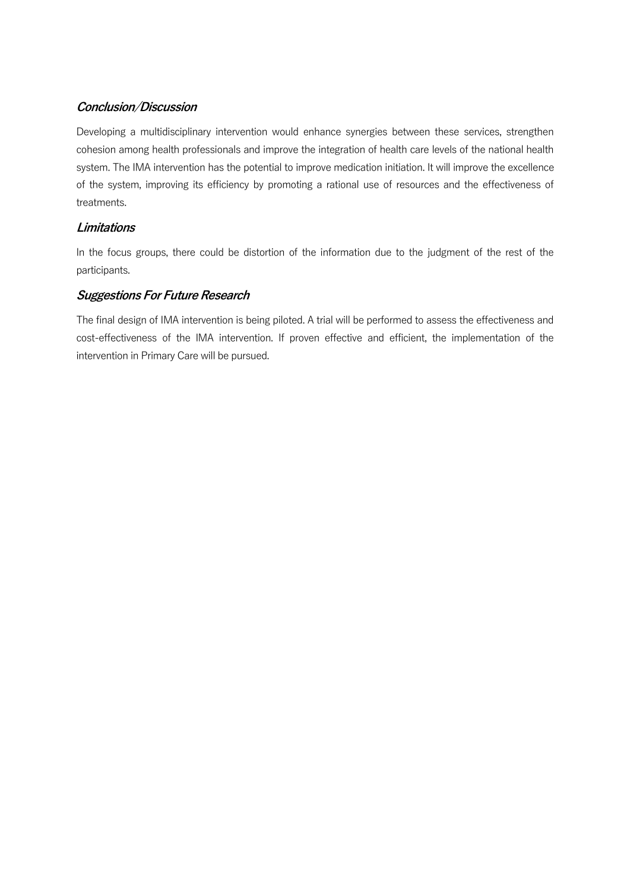### *Conclusion/Discussion*

Developing a multidisciplinary intervention would enhance synergies between these services, strengthen cohesion among health professionals and improve the integration of health care levels of the national health system. The IMA intervention has the potential to improve medication initiation. It will improve the excellence of the system, improving its efficiency by promoting a rational use of resources and the effectiveness of treatments.

### *Limitations*

In the focus groups, there could be distortion of the information due to the judgment of the rest of the participants.

### *Suggestions For Future Research*

The final design of IMA intervention is being piloted. A trial will be performed to assess the effectiveness and cost-effectiveness of the IMA intervention. If proven effective and efficient, the implementation of the intervention in Primary Care will be pursued.